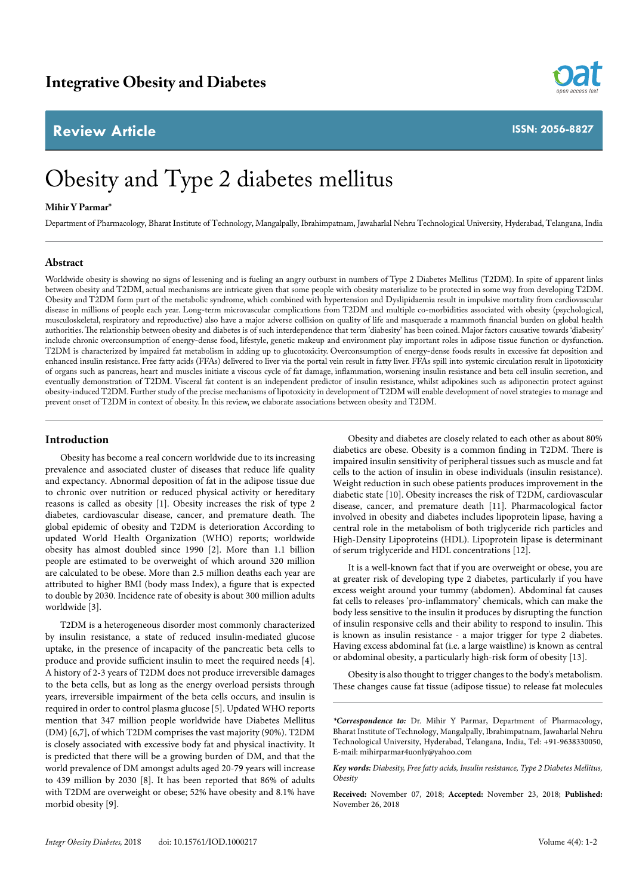Integrative Obesity and Diabetes

**Review Article**

**ISSN: 2056-8827**

# Obesity and Type 2 diabetes mellitus

**Mihir Y Parmar***

Department of Pharmacology, Bharat Institute of Technology, Mangalpally, Ibrahimpatnam, Jawaharlal Nehru Technological University, Hyderabad, Telangana, India

## Abstract

Worldwide obesity is showing no signs of lessening and is fueling an angry outburst in numbers of Type 2 Diabetes Mellitus (T2DM). In spite of apparent links between obesity and T2DM, actual mechanisms are intricate given that some people with obesity materialize to be protected in some way from developing T2DM. Obesity and T2DM form part of the metabolic syndrome, which combined with hypertension and Dyslipidaemia result in impulsive mortality from cardiovascular disease in millions of people each year. Long-term microvascular complications from T2DM and multiple co-morbidities associated with obesity (psychological, musculoskeletal, respiratory and reproductive) also have a major adverse collision on quality of life and masquerade a mammoth financial burden on global health authorities. The relationship between obesity and diabetes is of such interdependence that term 'diabesity' has been coined. Major factors causative towards 'diabesity' include chronic overconsumption of energy-dense food, lifestyle, genetic makeup and environment play important roles in adipose tissue function or dysfunction. T2DM is characterized by impaired fat metabolism in adding up to glucotoxicity. Overconsumption of energy-dense foods results in excessive fat deposition and enhanced insulin resistance. Free fatty acids (FFAs) delivered to liver via the portal vein result in fatty liver. FFAs spill into systemic circulation result in lipotoxicity of organs such as pancreas, heart and muscles initiate a viscous cycle of fat damage, inflammation, worsening insulin resistance and beta cell insulin secretion, and eventually demonstration of T2DM. Visceral fat content is an independent predictor of insulin resistance, whilst adipokines such as adiponectin protect against obesity-induced T2DM. Further study of the precise mechanisms of lipotoxicity in development of T2DM will enable development of novel strategies to manage and prevent onset of T2DM in context of obesity. In this review, we elaborate associations between obesity and T2DM.

## Introduction

Obesity has become a real concern worldwide due to its increasing prevalence and associated cluster of diseases that reduce life quality and expectancy. Abnormal deposition of fat in the adipose tissue due to chronic over nutrition or reduced physical activity or hereditary reasons is called as obesity [1]. Obesity increases the risk of type 2 diabetes, cardiovascular disease, cancer, and premature death. The global epidemic of obesity and T2DM is deterioration According to updated World Health Organization (WHO) reports; worldwide obesity has almost doubled since 1990 [2]. More than 1.1 billion people are estimated to be overweight of which around 320 million are calculated to be obese. More than 2.5 million deaths each year are attributed to higher BMI (body mass Index), a figure that is expected to double by 2030. Incidence rate of obesity is about 300 million adults worldwide [3].

T2DM is a heterogeneous disorder most commonly characterized by insulin resistance, a state of reduced insulin-mediated glucose uptake, in the presence of incapacity of the pancreatic beta cells to produce and provide sufficient insulin to meet the required needs [4]. A history of 2-3 years of T2DM does not produce irreversible damages to the beta cells, but as long as the energy overload persists through years, irreversible impairment of the beta cells occurs, and insulin is required in order to control plasma glucose [5]. Updated WHO reports mention that 347 million people worldwide have Diabetes Mellitus (DM) [6,7], of which T2DM comprises the vast majority (90%). T2DM is closely associated with excessive body fat and physical inactivity. It is predicted that there will be a growing burden of DM, and that the world prevalence of DM amongst adults aged 20-79 years will increase to 439 million by 2030 [8]. It has been reported that 86% of adults with T2DM are overweight or obese; 52% have obesity and 8.1% have morbid obesity [9].

Obesity and diabetes are closely related to each other as about 80% diabetics are obese. Obesity is a common finding in T2DM. There is impaired insulin sensitivity of peripheral tissues such as muscle and fat cells to the action of insulin in obese individuals (insulin resistance). Weight reduction in such obese patients produces improvement in the diabetic state [10]. Obesity increases the risk of T2DM, cardiovascular disease, cancer, and premature death [11]. Pharmacological factor involved in obesity and diabetes includes lipoprotein lipase, having a central role in the metabolism of both triglyceride rich particles and High-Density Lipoproteins (HDL). Lipoprotein lipase is determinant of serum triglyceride and HDL concentrations [12].

It is a well-known fact that if you are overweight or obese, you are at greater risk of developing type 2 diabetes, particularly if you have excess weight around your tummy (abdomen). Abdominal fat causes fat cells to releases 'pro-inflammatory' chemicals, which can make the body less sensitive to the insulin it produces by disrupting the function of insulin responsive cells and their ability to respond to insulin. This is known as insulin resistance - a major trigger for type 2 diabetes. Having excess abdominal fat (i.e. a large waistline) is known as central or abdominal obesity, a particularly high-risk form of obesity [13].

Obesity is also thought to trigger changes to the body's metabolism. These changes cause fat tissue (adipose tissue) to release fat molecules

***Correspondence to:** Dr. Mihir Y Parmar, Department of Pharmacology, Bharat Institute of Technology, Mangalpally, Ibrahimpatnam, Jawaharlal Nehru Technological University, Hyderabad, Telangana, India, Tel: +91-9638330050, E-mail: mihirparmar4uonly@yahoo.com

***Key words:*** *Diabesity, Free fatty acids, Insulin resistance, Type 2 Diabetes Mellitus, Obesity*

**Received:** November 07, 2018; **Accepted:** November 23, 2018; **Published:** November 26, 2018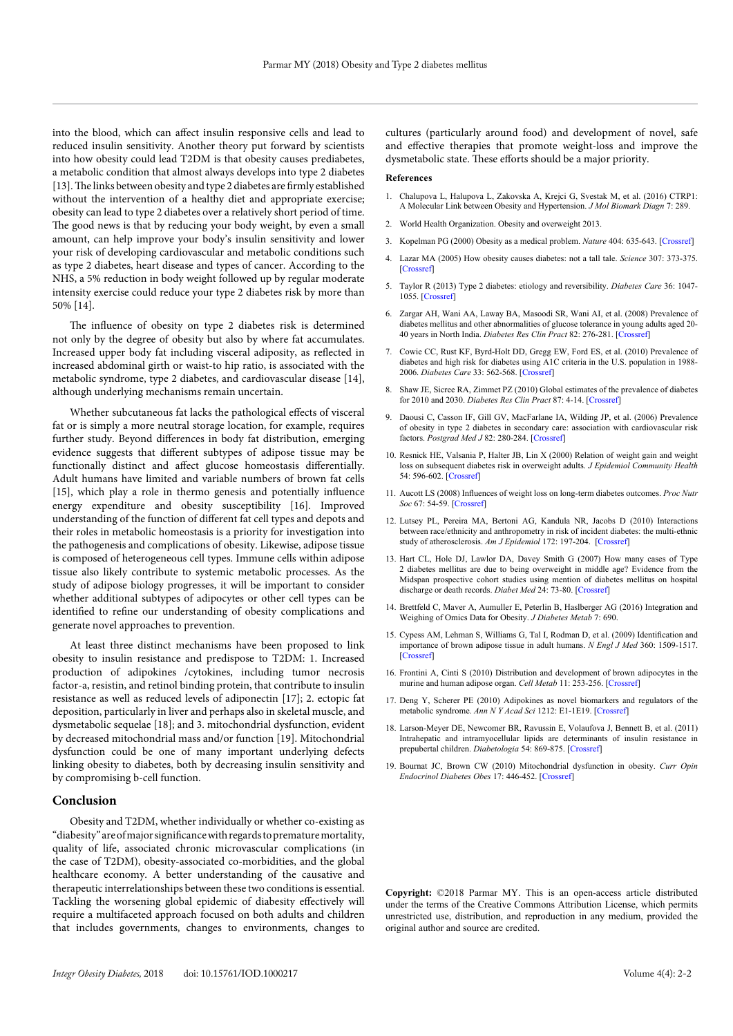into the blood, which can affect insulin responsive cells and lead to reduced insulin sensitivity. Another theory put forward by scientists into how obesity could lead T2DM is that obesity causes prediabetes, a metabolic condition that almost always develops into type 2 diabetes [13]. The links between obesity and type 2 diabetes are firmly established without the intervention of a healthy diet and appropriate exercise; obesity can lead to type 2 diabetes over a relatively short period of time. The good news is that by reducing your body weight, by even a small amount, can help improve your body's insulin sensitivity and lower your risk of developing cardiovascular and metabolic conditions such as type 2 diabetes, heart disease and types of cancer. According to the NHS, a 5% reduction in body weight followed up by regular moderate intensity exercise could reduce your type 2 diabetes risk by more than 50% [14].

The influence of obesity on type 2 diabetes risk is determined not only by the degree of obesity but also by where fat accumulates. Increased upper body fat including visceral adiposity, as reflected in increased abdominal girth or waist-to hip ratio, is associated with the metabolic syndrome, type 2 diabetes, and cardiovascular disease [14], although underlying mechanisms remain uncertain.

Whether subcutaneous fat lacks the pathological effects of visceral fat or is simply a more neutral storage location, for example, requires further study. Beyond differences in body fat distribution, emerging evidence suggests that different subtypes of adipose tissue may be functionally distinct and affect glucose homeostasis differentially. Adult humans have limited and variable numbers of brown fat cells [15], which play a role in thermo genesis and potentially influence energy expenditure and obesity susceptibility [16]. Improved understanding of the function of different fat cell types and depots and their roles in metabolic homeostasis is a priority for investigation into the pathogenesis and complications of obesity. Likewise, adipose tissue is composed of heterogeneous cell types. Immune cells within adipose tissue also likely contribute to systemic metabolic processes. As the study of adipose biology progresses, it will be important to consider whether additional subtypes of adipocytes or other cell types can be identified to refine our understanding of obesity complications and generate novel approaches to prevention.

At least three distinct mechanisms have been proposed to link obesity to insulin resistance and predispose to T2DM: 1. Increased production of adipokines /cytokines, including tumor necrosis factor-a, resistin, and retinol binding protein, that contribute to insulin resistance as well as reduced levels of adiponectin [17]; 2. ectopic fat deposition, particularly in liver and perhaps also in skeletal muscle, and dysmetabolic sequelae [18]; and 3. mitochondrial dysfunction, evident by decreased mitochondrial mass and/or function [19]. Mitochondrial dysfunction could be one of many important underlying defects linking obesity to diabetes, both by decreasing insulin sensitivity and by compromising b-cell function.

## Conclusion

Obesity and T2DM, whether individually or whether co-existing as "diabesity" are of major significance with regards to premature mortality, quality of life, associated chronic microvascular complications (in the case of T2DM), obesity-associated co-morbidities, and the global healthcare economy. A better understanding of the causative and therapeutic interrelationships between these two conditions is essential. Tackling the worsening global epidemic of diabesity effectively will require a multifaceted approach focused on both adults and children that includes governments, changes to environments, changes to cultures (particularly around food) and development of novel, safe and effective therapies that promote weight-loss and improve the dysmetabolic state. These efforts should be a major priority.

### References

1. Chalupova L, Halupova L, Zakovska A, Krejci G, Svestak M, et al. (2016) CTRP1: A Molecular Link between Obesity and Hypertension. *J Mol Biomark Diagn* 7: 289.
2. World Health Organization. Obesity and overweight 2013.
3. Kopelman PG (2000) Obesity as a medical problem. *Nature* 404: 635-643. [Crossref]
4. Lazar MA (2005) How obesity causes diabetes: not a tall tale. *Science* 307: 373-375. [Crossref]
5. Taylor R (2013) Type 2 diabetes: etiology and reversibility. *Diabetes Care* 36: 1047-1055. [Crossref]
6. Zargar AH, Wani AA, Laway BA, Masoodi SR, Wani AI, et al. (2008) Prevalence of diabetes mellitus and other abnormalities of glucose tolerance in young adults aged 20-40 years in North India. *Diabetes Res Clin Pract* 82: 276-281. [Crossref]
7. Cowie CC, Rust KF, Byrd-Holt DD, Gregg EW, Ford ES, et al. (2010) Prevalence of diabetes and high risk for diabetes using A1C criteria in the U.S. population in 1988-2006. *Diabetes Care* 33: 562-568. [Crossref]
8. Shaw JE, Sicree RA, Zimmet PZ (2010) Global estimates of the prevalence of diabetes for 2010 and 2030. *Diabetes Res Clin Pract* 87: 4-14. [Crossref]
9. Daousi C, Casson IF, Gill GV, MacFarlane IA, Wilding JP, et al. (2006) Prevalence of obesity in type 2 diabetes in secondary care: association with cardiovascular risk factors. *Postgrad Med J* 82: 280-284. [Crossref]
10. Resnick HE, Valsania P, Halter JB, Lin X (2000) Relation of weight gain and weight loss on subsequent diabetes risk in overweight adults. *J Epidemiol Community Health* 54: 596-602. [Crossref]
11. Aucott LS (2008) Influences of weight loss on long-term diabetes outcomes. *Proc Nutr Soc* 67: 54-59. [Crossref]
12. Lutsey PL, Pereira MA, Bertoni AG, Kandula NR, Jacobs D (2010) Interactions between race/ethnicity and anthropometry in risk of incident diabetes: the multi-ethnic study of atherosclerosis. *Am J Epidemiol* 172: 197-204. [Crossref]
13. Hart CL, Hole DJ, Lawlor DA, Davey Smith G (2007) How many cases of Type 2 diabetes mellitus are due to being overweight in middle age? Evidence from the Midspan prospective cohort studies using mention of diabetes mellitus on hospital discharge or death records. *Diabet Med* 24: 73-80. [Crossref]
14. Brettfeld C, Maver A, Aumuller E, Peterlin B, Haslberger AG (2016) Integration and Weighing of Omics Data for Obesity. *J Diabetes Metab* 7: 690.
15. Cypess AM, Lehman S, Williams G, Tal I, Rodman D, et al. (2009) Identification and importance of brown adipose tissue in adult humans. *N Engl J Med* 360: 1509-1517. [Crossref]
16. Frontini A, Cinti S (2010) Distribution and development of brown adipocytes in the murine and human adipose organ. *Cell Metab* 11: 253-256. [Crossref]
17. Deng Y, Scherer PE (2010) Adipokines as novel biomarkers and regulators of the metabolic syndrome. *Ann N Y Acad Sci* 1212: E1-E19. [Crossref]
18. Larson-Meyer DE, Newcomer BR, Ravussin E, Volaufova J, Bennett B, et al. (2011) Intrahepatic and intramyocellular lipids are determinants of insulin resistance in prepubertal children. *Diabetologia* 54: 869-875. [Crossref]
19. Bournat JC, Brown CW (2010) Mitochondrial dysfunction in obesity. *Curr Opin Endocrinol Diabetes Obes* 17: 446-452. [Crossref]

**Copyright:** ©2018 Parmar MY. This is an open-access article distributed under the terms of the Creative Commons Attribution License, which permits unrestricted use, distribution, and reproduction in any medium, provided the original author and source are credited.